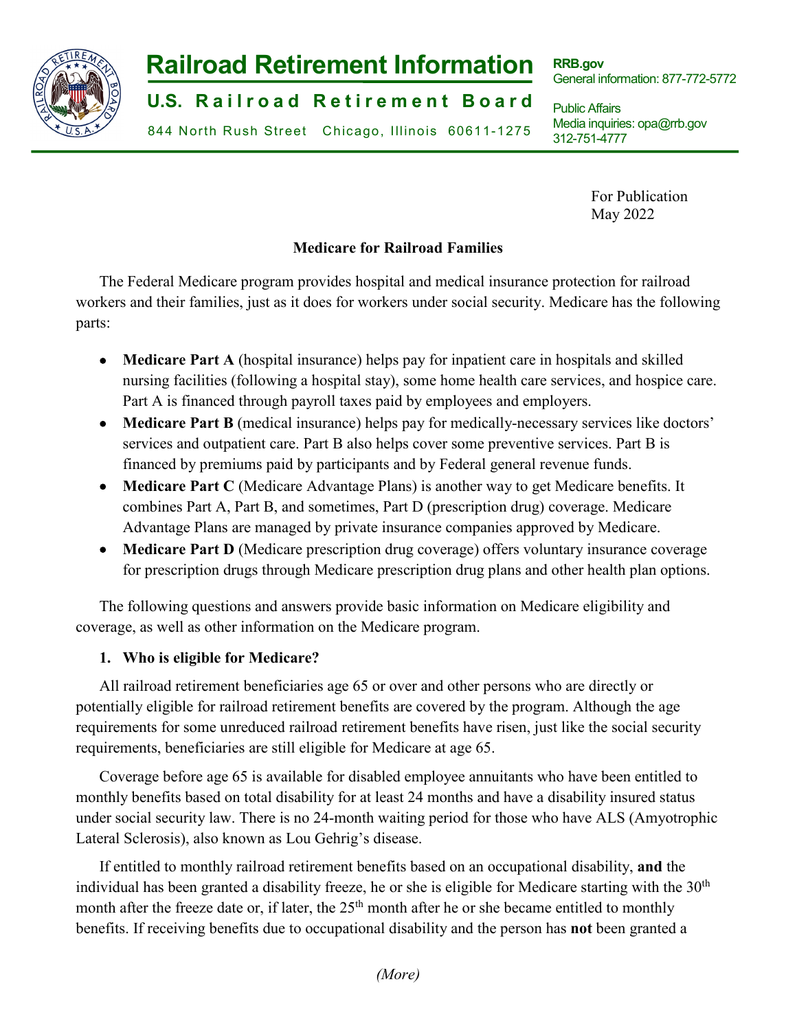# Railroad Retirement Information

## U.S. Railroad Retirement Board

844 North Rush Street Chicago, Illinois 60611-1275

**RRB.gov**
General information: 877-772-5772

Public Affairs
Media inquiries: opa@rrb.gov
312-751-4777

For Publication
May 2022

### Medicare for Railroad Families

The Federal Medicare program provides hospital and medical insurance protection for railroad workers and their families, just as it does for workers under social security. Medicare has the following parts:

- **Medicare Part A** (hospital insurance) helps pay for inpatient care in hospitals and skilled nursing facilities (following a hospital stay), some home health care services, and hospice care. Part A is financed through payroll taxes paid by employees and employers.
- **Medicare Part B** (medical insurance) helps pay for medically-necessary services like doctors' services and outpatient care. Part B also helps cover some preventive services. Part B is financed by premiums paid by participants and by Federal general revenue funds.
- **Medicare Part C** (Medicare Advantage Plans) is another way to get Medicare benefits. It combines Part A, Part B, and sometimes, Part D (prescription drug) coverage. Medicare Advantage Plans are managed by private insurance companies approved by Medicare.
- **Medicare Part D** (Medicare prescription drug coverage) offers voluntary insurance coverage for prescription drugs through Medicare prescription drug plans and other health plan options.

The following questions and answers provide basic information on Medicare eligibility and coverage, as well as other information on the Medicare program.

**1. Who is eligible for Medicare?**

All railroad retirement beneficiaries age 65 or over and other persons who are directly or potentially eligible for railroad retirement benefits are covered by the program. Although the age requirements for some unreduced railroad retirement benefits have risen, just like the social security requirements, beneficiaries are still eligible for Medicare at age 65.

Coverage before age 65 is available for disabled employee annuitants who have been entitled to monthly benefits based on total disability for at least 24 months and have a disability insured status under social security law. There is no 24-month waiting period for those who have ALS (Amyotrophic Lateral Sclerosis), also known as Lou Gehrig's disease.

If entitled to monthly railroad retirement benefits based on an occupational disability, **and** the individual has been granted a disability freeze, he or she is eligible for Medicare starting with the 30th month after the freeze date or, if later, the 25th month after he or she became entitled to monthly benefits. If receiving benefits due to occupational disability and the person has **not** been granted a

*(More)*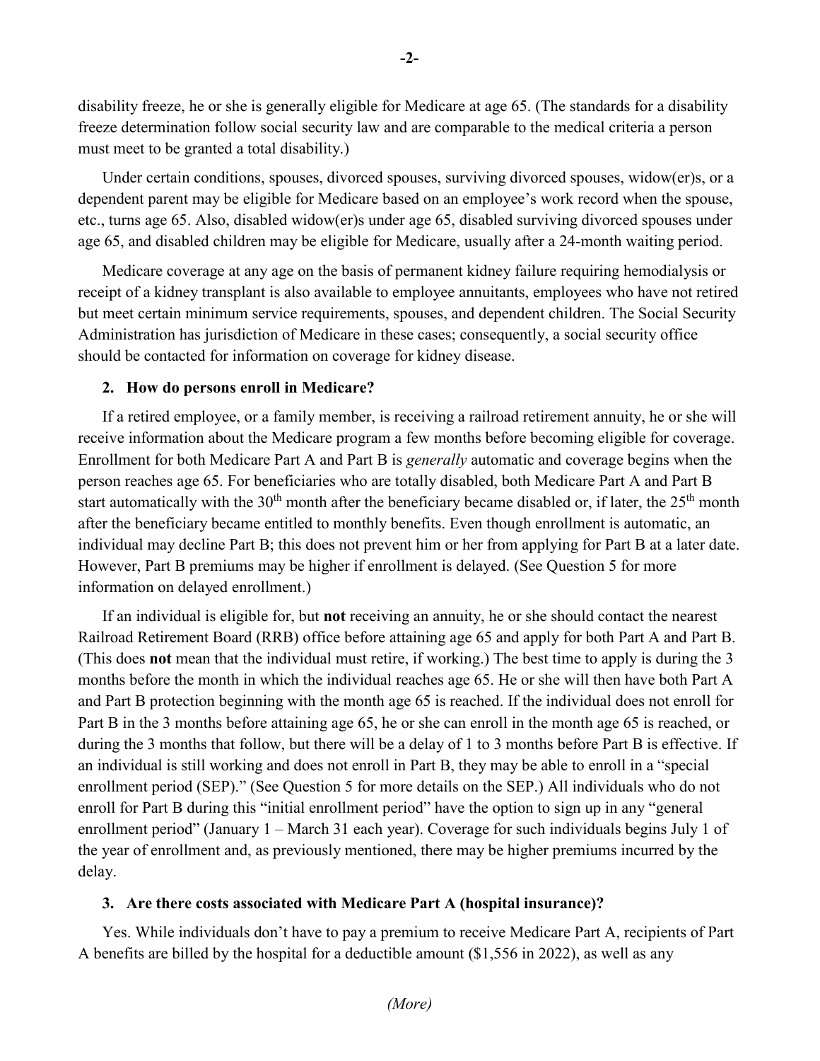disability freeze, he or she is generally eligible for Medicare at age 65. (The standards for a disability freeze determination follow social security law and are comparable to the medical criteria a person must meet to be granted a total disability.)

Under certain conditions, spouses, divorced spouses, surviving divorced spouses, widow(er)s, or a dependent parent may be eligible for Medicare based on an employee's work record when the spouse, etc., turns age 65. Also, disabled widow(er)s under age 65, disabled surviving divorced spouses under age 65, and disabled children may be eligible for Medicare, usually after a 24-month waiting period.

Medicare coverage at any age on the basis of permanent kidney failure requiring hemodialysis or receipt of a kidney transplant is also available to employee annuitants, employees who have not retired but meet certain minimum service requirements, spouses, and dependent children. The Social Security Administration has jurisdiction of Medicare in these cases; consequently, a social security office should be contacted for information on coverage for kidney disease.

**2. How do persons enroll in Medicare?**

If a retired employee, or a family member, is receiving a railroad retirement annuity, he or she will receive information about the Medicare program a few months before becoming eligible for coverage. Enrollment for both Medicare Part A and Part B is *generally* automatic and coverage begins when the person reaches age 65. For beneficiaries who are totally disabled, both Medicare Part A and Part B start automatically with the 30th month after the beneficiary became disabled or, if later, the 25th month after the beneficiary became entitled to monthly benefits. Even though enrollment is automatic, an individual may decline Part B; this does not prevent him or her from applying for Part B at a later date. However, Part B premiums may be higher if enrollment is delayed. (See Question 5 for more information on delayed enrollment.)

If an individual is eligible for, but **not** receiving an annuity, he or she should contact the nearest Railroad Retirement Board (RRB) office before attaining age 65 and apply for both Part A and Part B. (This does **not** mean that the individual must retire, if working.) The best time to apply is during the 3 months before the month in which the individual reaches age 65. He or she will then have both Part A and Part B protection beginning with the month age 65 is reached. If the individual does not enroll for Part B in the 3 months before attaining age 65, he or she can enroll in the month age 65 is reached, or during the 3 months that follow, but there will be a delay of 1 to 3 months before Part B is effective. If an individual is still working and does not enroll in Part B, they may be able to enroll in a "special enrollment period (SEP)." (See Question 5 for more details on the SEP.) All individuals who do not enroll for Part B during this "initial enrollment period" have the option to sign up in any "general enrollment period" (January 1 – March 31 each year). Coverage for such individuals begins July 1 of the year of enrollment and, as previously mentioned, there may be higher premiums incurred by the delay.

**3. Are there costs associated with Medicare Part A (hospital insurance)?**

Yes. While individuals don't have to pay a premium to receive Medicare Part A, recipients of Part A benefits are billed by the hospital for a deductible amount ($1,556 in 2022), as well as any

*(More)*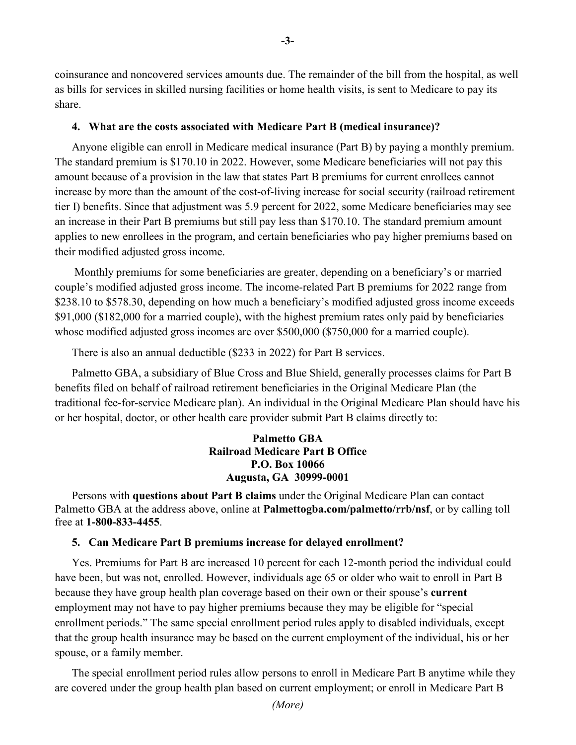coinsurance and noncovered services amounts due. The remainder of the bill from the hospital, as well as bills for services in skilled nursing facilities or home health visits, is sent to Medicare to pay its share.

**4. What are the costs associated with Medicare Part B (medical insurance)?**

Anyone eligible can enroll in Medicare medical insurance (Part B) by paying a monthly premium. The standard premium is $170.10 in 2022. However, some Medicare beneficiaries will not pay this amount because of a provision in the law that states Part B premiums for current enrollees cannot increase by more than the amount of the cost-of-living increase for social security (railroad retirement tier I) benefits. Since that adjustment was 5.9 percent for 2022, some Medicare beneficiaries may see an increase in their Part B premiums but still pay less than $170.10. The standard premium amount applies to new enrollees in the program, and certain beneficiaries who pay higher premiums based on their modified adjusted gross income.

Monthly premiums for some beneficiaries are greater, depending on a beneficiary's or married couple's modified adjusted gross income. The income-related Part B premiums for 2022 range from $238.10 to $578.30, depending on how much a beneficiary's modified adjusted gross income exceeds $91,000 ($182,000 for a married couple), with the highest premium rates only paid by beneficiaries whose modified adjusted gross incomes are over $500,000 ($750,000 for a married couple).

There is also an annual deductible ($233 in 2022) for Part B services.

Palmetto GBA, a subsidiary of Blue Cross and Blue Shield, generally processes claims for Part B benefits filed on behalf of railroad retirement beneficiaries in the Original Medicare Plan (the traditional fee-for-service Medicare plan). An individual in the Original Medicare Plan should have his or her hospital, doctor, or other health care provider submit Part B claims directly to:

**Palmetto GBA**
**Railroad Medicare Part B Office**
**P.O. Box 10066**
**Augusta, GA 30999-0001**

Persons with **questions about Part B claims** under the Original Medicare Plan can contact Palmetto GBA at the address above, online at **Palmettogba.com/palmetto/rrb/nsf**, or by calling toll free at **1-800-833-4455**.

**5. Can Medicare Part B premiums increase for delayed enrollment?**

Yes. Premiums for Part B are increased 10 percent for each 12-month period the individual could have been, but was not, enrolled. However, individuals age 65 or older who wait to enroll in Part B because they have group health plan coverage based on their own or their spouse's **current** employment may not have to pay higher premiums because they may be eligible for "special enrollment periods." The same special enrollment period rules apply to disabled individuals, except that the group health insurance may be based on the current employment of the individual, his or her spouse, or a family member.

The special enrollment period rules allow persons to enroll in Medicare Part B anytime while they are covered under the group health plan based on current employment; or enroll in Medicare Part B

*(More)*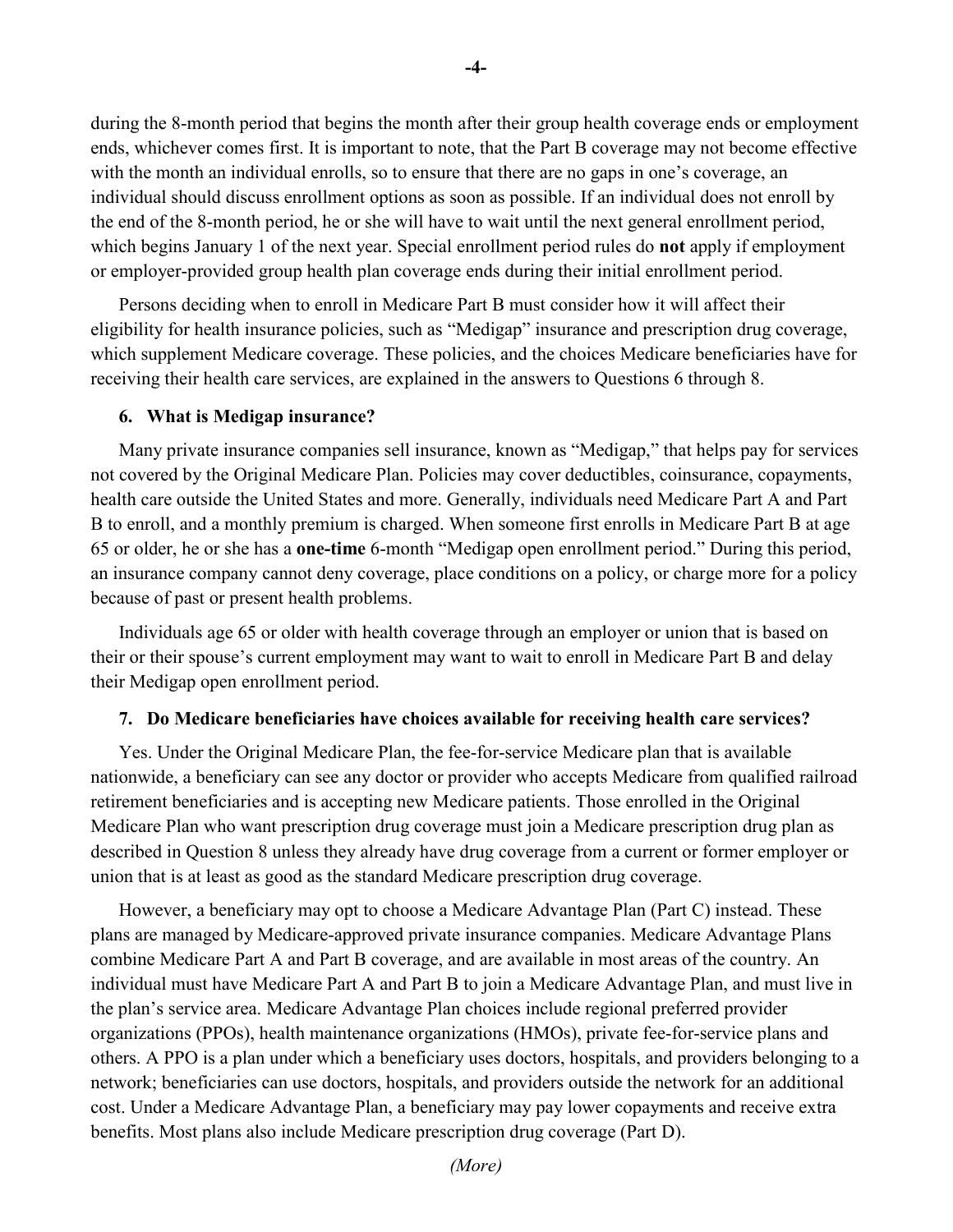during the 8-month period that begins the month after their group health coverage ends or employment ends, whichever comes first. It is important to note, that the Part B coverage may not become effective with the month an individual enrolls, so to ensure that there are no gaps in one's coverage, an individual should discuss enrollment options as soon as possible. If an individual does not enroll by the end of the 8-month period, he or she will have to wait until the next general enrollment period, which begins January 1 of the next year. Special enrollment period rules do **not** apply if employment or employer-provided group health plan coverage ends during their initial enrollment period.

Persons deciding when to enroll in Medicare Part B must consider how it will affect their eligibility for health insurance policies, such as "Medigap" insurance and prescription drug coverage, which supplement Medicare coverage. These policies, and the choices Medicare beneficiaries have for receiving their health care services, are explained in the answers to Questions 6 through 8.

**6. What is Medigap insurance?**

Many private insurance companies sell insurance, known as "Medigap," that helps pay for services not covered by the Original Medicare Plan. Policies may cover deductibles, coinsurance, copayments, health care outside the United States and more. Generally, individuals need Medicare Part A and Part B to enroll, and a monthly premium is charged. When someone first enrolls in Medicare Part B at age 65 or older, he or she has a **one-time** 6-month "Medigap open enrollment period." During this period, an insurance company cannot deny coverage, place conditions on a policy, or charge more for a policy because of past or present health problems.

Individuals age 65 or older with health coverage through an employer or union that is based on their or their spouse's current employment may want to wait to enroll in Medicare Part B and delay their Medigap open enrollment period.

**7. Do Medicare beneficiaries have choices available for receiving health care services?**

Yes. Under the Original Medicare Plan, the fee-for-service Medicare plan that is available nationwide, a beneficiary can see any doctor or provider who accepts Medicare from qualified railroad retirement beneficiaries and is accepting new Medicare patients. Those enrolled in the Original Medicare Plan who want prescription drug coverage must join a Medicare prescription drug plan as described in Question 8 unless they already have drug coverage from a current or former employer or union that is at least as good as the standard Medicare prescription drug coverage.

However, a beneficiary may opt to choose a Medicare Advantage Plan (Part C) instead. These plans are managed by Medicare-approved private insurance companies. Medicare Advantage Plans combine Medicare Part A and Part B coverage, and are available in most areas of the country. An individual must have Medicare Part A and Part B to join a Medicare Advantage Plan, and must live in the plan's service area. Medicare Advantage Plan choices include regional preferred provider organizations (PPOs), health maintenance organizations (HMOs), private fee-for-service plans and others. A PPO is a plan under which a beneficiary uses doctors, hospitals, and providers belonging to a network; beneficiaries can use doctors, hospitals, and providers outside the network for an additional cost. Under a Medicare Advantage Plan, a beneficiary may pay lower copayments and receive extra benefits. Most plans also include Medicare prescription drug coverage (Part D).

*(More)*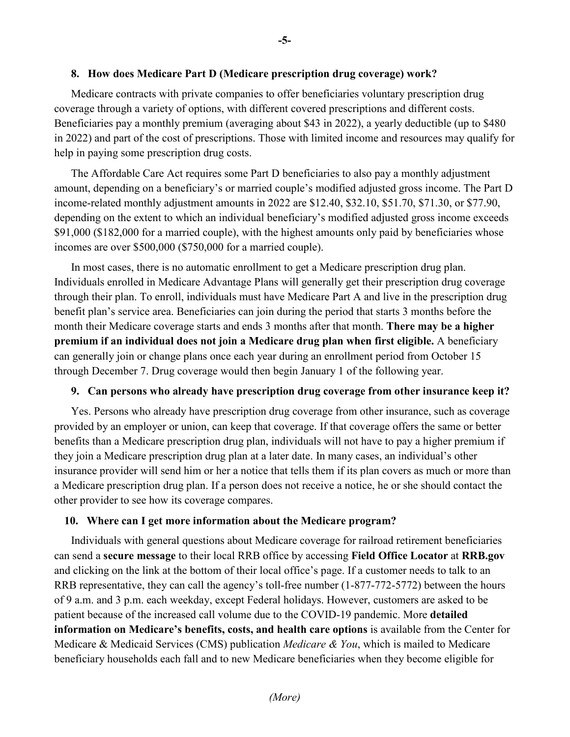**8. How does Medicare Part D (Medicare prescription drug coverage) work?**

Medicare contracts with private companies to offer beneficiaries voluntary prescription drug coverage through a variety of options, with different covered prescriptions and different costs. Beneficiaries pay a monthly premium (averaging about $43 in 2022), a yearly deductible (up to $480 in 2022) and part of the cost of prescriptions. Those with limited income and resources may qualify for help in paying some prescription drug costs.

The Affordable Care Act requires some Part D beneficiaries to also pay a monthly adjustment amount, depending on a beneficiary's or married couple's modified adjusted gross income. The Part D income-related monthly adjustment amounts in 2022 are $12.40, $32.10, $51.70, $71.30, or $77.90, depending on the extent to which an individual beneficiary's modified adjusted gross income exceeds $91,000 ($182,000 for a married couple), with the highest amounts only paid by beneficiaries whose incomes are over $500,000 ($750,000 for a married couple).

In most cases, there is no automatic enrollment to get a Medicare prescription drug plan. Individuals enrolled in Medicare Advantage Plans will generally get their prescription drug coverage through their plan. To enroll, individuals must have Medicare Part A and live in the prescription drug benefit plan's service area. Beneficiaries can join during the period that starts 3 months before the month their Medicare coverage starts and ends 3 months after that month. **There may be a higher premium if an individual does not join a Medicare drug plan when first eligible.** A beneficiary can generally join or change plans once each year during an enrollment period from October 15 through December 7. Drug coverage would then begin January 1 of the following year.

**9. Can persons who already have prescription drug coverage from other insurance keep it?**

Yes. Persons who already have prescription drug coverage from other insurance, such as coverage provided by an employer or union, can keep that coverage. If that coverage offers the same or better benefits than a Medicare prescription drug plan, individuals will not have to pay a higher premium if they join a Medicare prescription drug plan at a later date. In many cases, an individual's other insurance provider will send him or her a notice that tells them if its plan covers as much or more than a Medicare prescription drug plan. If a person does not receive a notice, he or she should contact the other provider to see how its coverage compares.

**10. Where can I get more information about the Medicare program?**

Individuals with general questions about Medicare coverage for railroad retirement beneficiaries can send a **secure message** to their local RRB office by accessing **Field Office Locator** at **RRB.gov** and clicking on the link at the bottom of their local office's page. If a customer needs to talk to an RRB representative, they can call the agency's toll-free number (1-877-772-5772) between the hours of 9 a.m. and 3 p.m. each weekday, except Federal holidays. However, customers are asked to be patient because of the increased call volume due to the COVID-19 pandemic. More **detailed information on Medicare's benefits, costs, and health care options** is available from the Center for Medicare & Medicaid Services (CMS) publication *Medicare & You*, which is mailed to Medicare beneficiary households each fall and to new Medicare beneficiaries when they become eligible for

*(More)*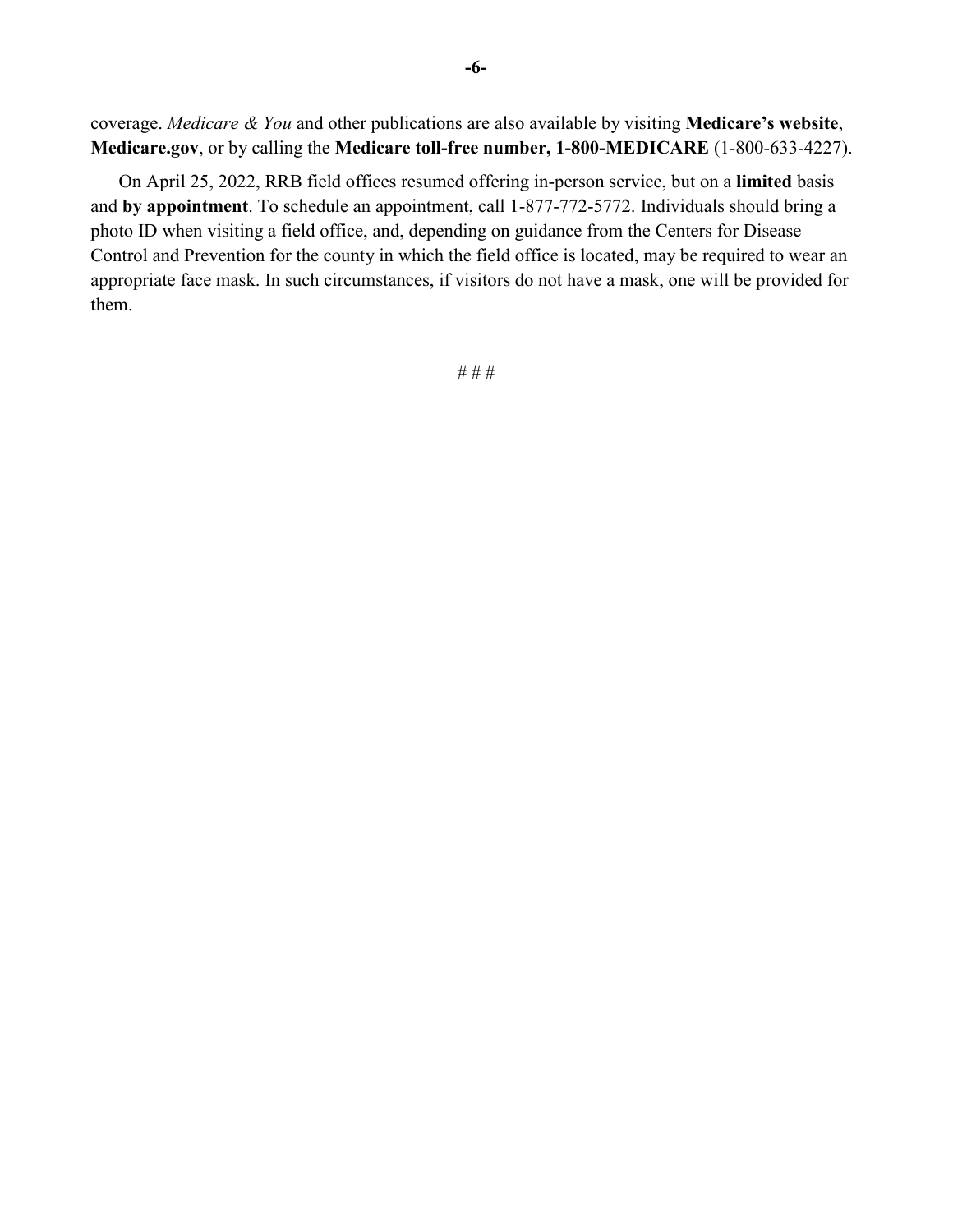coverage. *Medicare & You* and other publications are also available by visiting **Medicare's website**, **Medicare.gov**, or by calling the **Medicare toll-free number, 1-800-MEDICARE** (1-800-633-4227).

On April 25, 2022, RRB field offices resumed offering in-person service, but on a **limited** basis and **by appointment**. To schedule an appointment, call 1-877-772-5772. Individuals should bring a photo ID when visiting a field office, and, depending on guidance from the Centers for Disease Control and Prevention for the county in which the field office is located, may be required to wear an appropriate face mask. In such circumstances, if visitors do not have a mask, one will be provided for them.

# # #